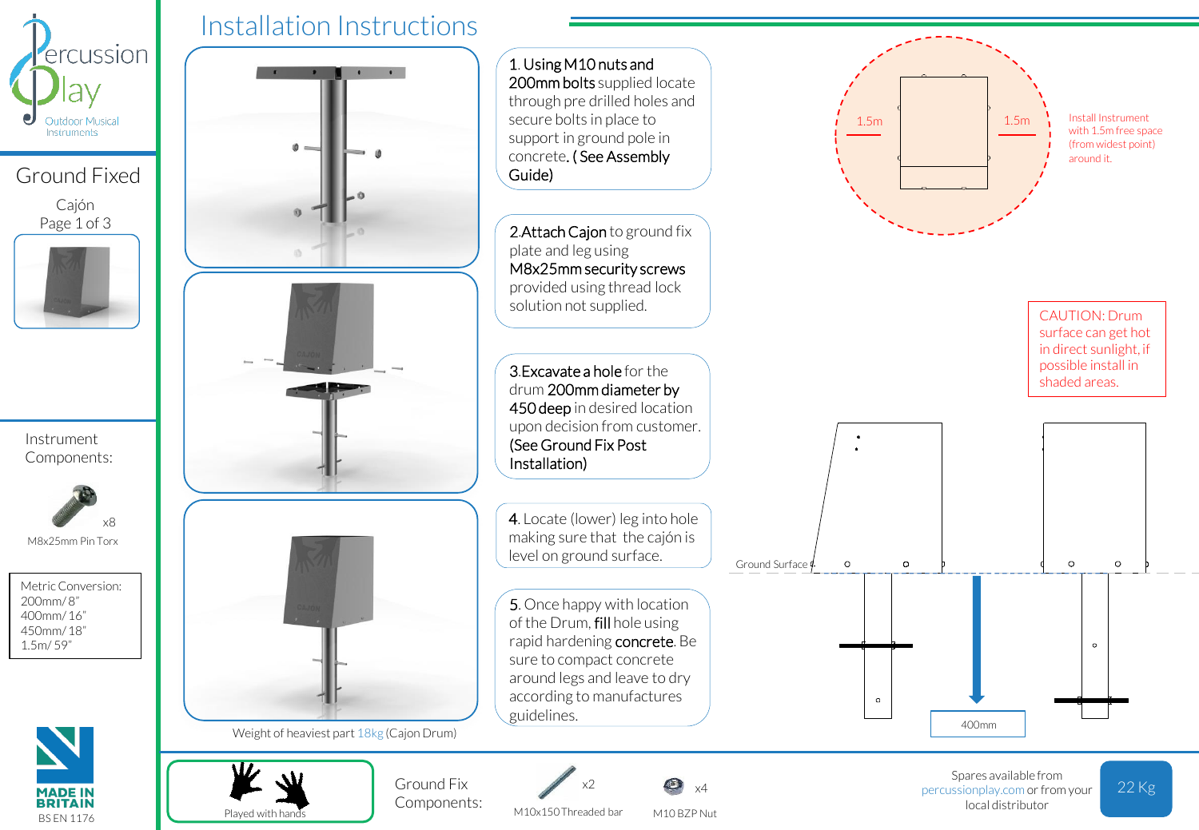Percussion Play
Outdoor Musical Instruments

# Installation Instructions

## Ground Fixed

Cajón

Instrument Components:

x8 M8x25mm Pin Torx

Metric Conversion:
200mm/ 8"
400mm/ 16"
450mm/ 18"
1.5m/ 59"

MADE IN BRITAIN
BS EN 1176

1. **Using M10 nuts and 200mm bolts** supplied locate through pre drilled holes and secure bolts in place to support in ground pole in concrete. **( See Assembly Guide)**

2. **Attach Cajon** to ground fix plate and leg using **M8x25mm security screws** provided using thread lock solution not supplied.

3. **Excavate a hole** for the drum **200mm diameter by 450 deep** in desired location upon decision from customer. **(See Ground Fix Post Installation)**

4. Locate (lower) leg into hole making sure that the cajón is level on ground surface.

5. Once happy with location of the Drum, **fill** hole using rapid hardening **concrete**. Be sure to compact concrete around legs and leave to dry according to manufactures guidelines.

Weight of heaviest part 18kg (Cajon Drum)

1.5m 1.5m

Install Instrument with 1.5m free space (from widest point) around it.

CAUTION: Drum surface can get hot in direct sunlight, if possible install in shaded areas.

Ground Surface

400mm

Played with hands

Ground Fix Components:

x2 M10x150 Threaded bar

x4 M10 BZP Nut

Spares available from percussionplay.com or from your local distributor

22 Kg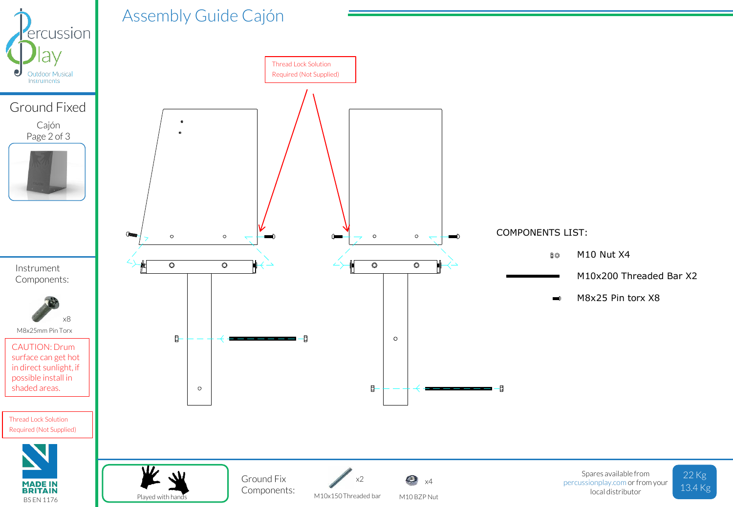# Assembly Guide Cajón

Percussion Play
Outdoor Musical Instruments

## Ground Fixed

Cajón
Page 2 of 3

Thread Lock Solution Required (Not Supplied)

COMPONENTS LIST:

- M10 Nut X4
- M10x200 Threaded Bar X2
- M8x25 Pin torx X8

Instrument Components:

M8x25mm Pin Torx x8

CAUTION: Drum surface can get hot in direct sunlight, if possible install in shaded areas.

Thread Lock Solution Required (Not Supplied)

MADE IN BRITAIN
BS EN 1176

Played with hands

Ground Fix Components:

M10x150 Threaded bar x2

M10 BZP Nut x4

Spares available from percussionplay.com or from your local distributor

22 Kg
13.4 Kg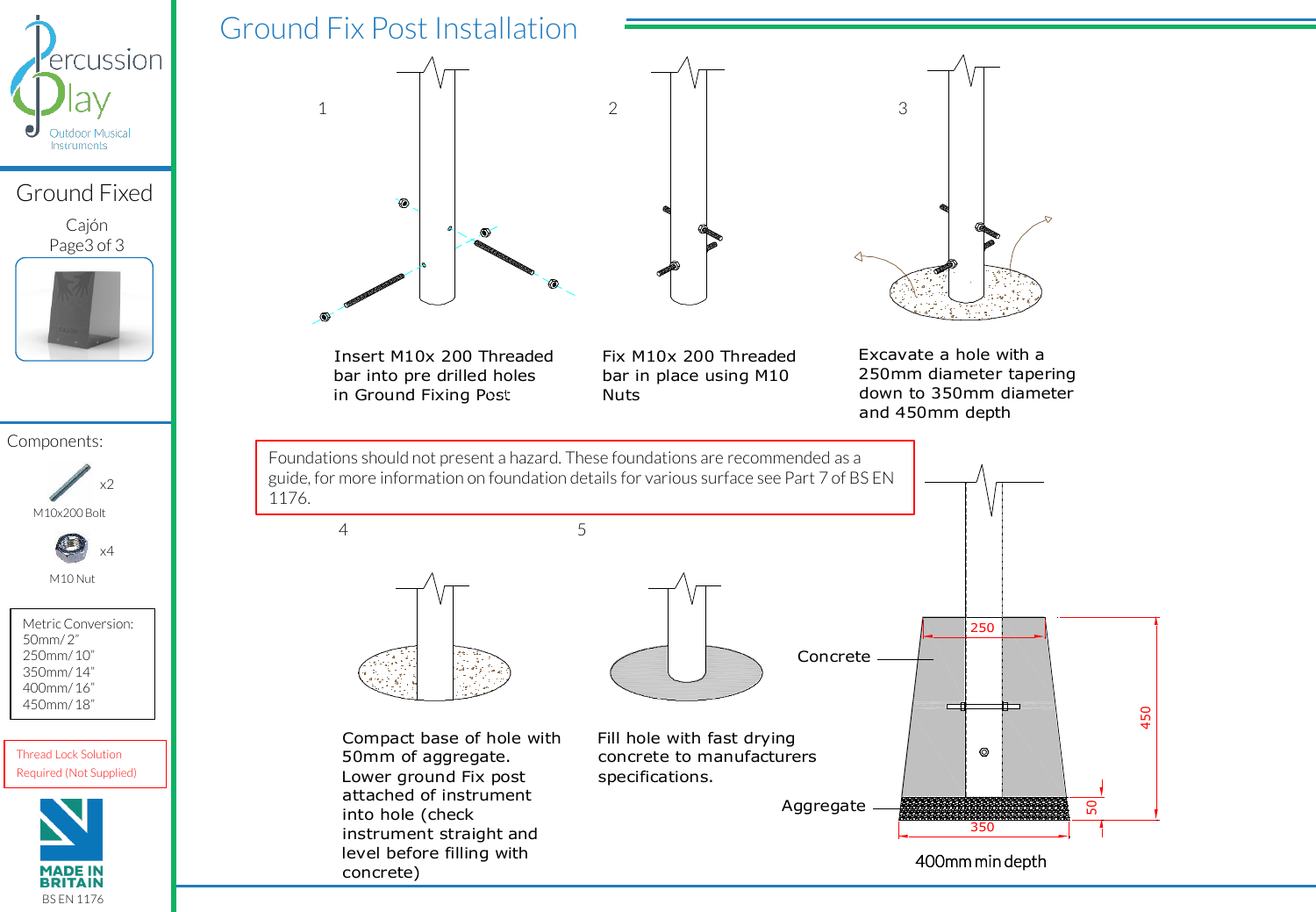# Ground Fix Post Installation

Percussion Play
Outdoor Musical Instruments

## Ground Fixed

Cajón
Page3 of 3

Components:

M10x200 Bolt x2

M10 Nut x4

Metric Conversion:
50mm/ 2"
250mm/ 10"
350mm/ 14"
400mm/ 16"
450mm/ 18"

Thread Lock Solution Required (Not Supplied)

MADE IN BRITAIN
BS EN 1176

1

Insert M10x 200 Threaded bar into pre drilled holes in Ground Fixing Post

2

Fix M10x 200 Threaded bar in place using M10 Nuts

3

Excavate a hole with a 250mm diameter tapering down to 350mm diameter and 450mm depth

Foundations should not present a hazard. These foundations are recommended as a guide, for more information on foundation details for various surface see Part 7 of BS EN 1176.

4

Compact base of hole with 50mm of aggregate.
Lower ground Fix post attached of instrument into hole (check instrument straight and level before filling with concrete)

5

Fill hole with fast drying concrete to manufacturers specifications.

Concrete

Aggregate

250

350

450

50

400mm min depth